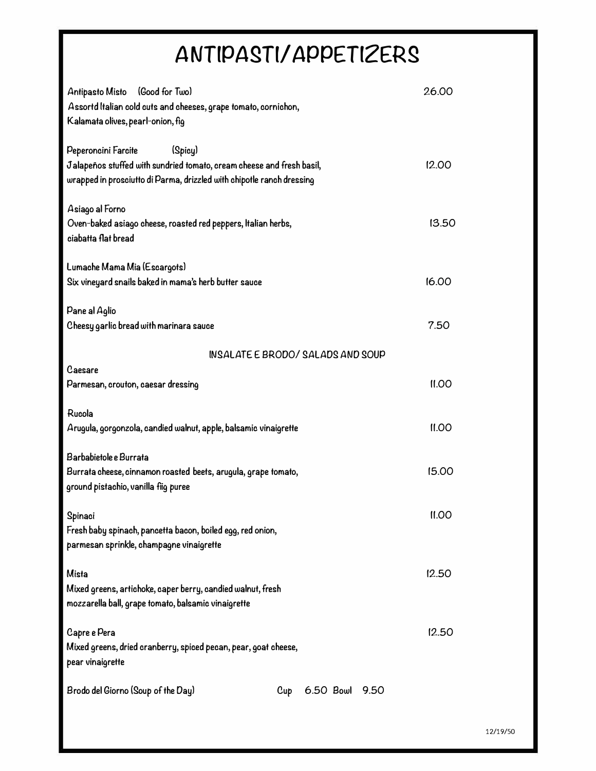# ANTIPASTI/APPETIZERS

**Antipasto Misto** (Good for Two) — 26.00
Assortd Italian cold cuts and cheeses, grape tomato, cornichon, Kalamata olives, pearl-onion, fig

**Peperoncini Farcite** (Spicy) — 12.00
Jalapeños stuffed with sundried tomato, cream cheese and fresh basil, wrapped in prosciutto di Parma, drizzled with chipotle ranch dressing

**Asiago al Forno** — 13.50
Oven-baked asiago cheese, roasted red peppers, Italian herbs, ciabatta flat bread

**Lumache Mama Mia (Escargots)** — 16.00
Six vineyard snails baked in mama's herb butter sauce

**Pane al Aglio** — 7.50
Cheesy garlic bread with marinara sauce

## INSALATE E BRODO/ SALADS AND SOUP

**Caesare** — 11.00
Parmesan, crouton, caesar dressing

**Rucola** — 11.00
Arugula, gorgonzola, candied walnut, apple, balsamic vinaigrette

**Barbabietole e Burrata** — 15.00
Burrata cheese, cinnamon roasted beets, arugula, grape tomato, ground pistachio, vanilla fiig puree

**Spinaci** — 11.00
Fresh baby spinach, pancetta bacon, boiled egg, red onion, parmesan sprinkle, champagne vinaigrette

**Mista** — 12.50
Mixed greens, artichoke, caper berry, candied walnut, fresh mozzarella ball, grape tomato, balsamic vinaigrette

**Capre e Pera** — 12.50
Mixed greens, dried cranberry, spiced pecan, pear, goat cheese, pear vinaigrette

**Brodo del Giorno (Soup of the Day)** — Cup 6.50 Bowl 9.50

12/19/50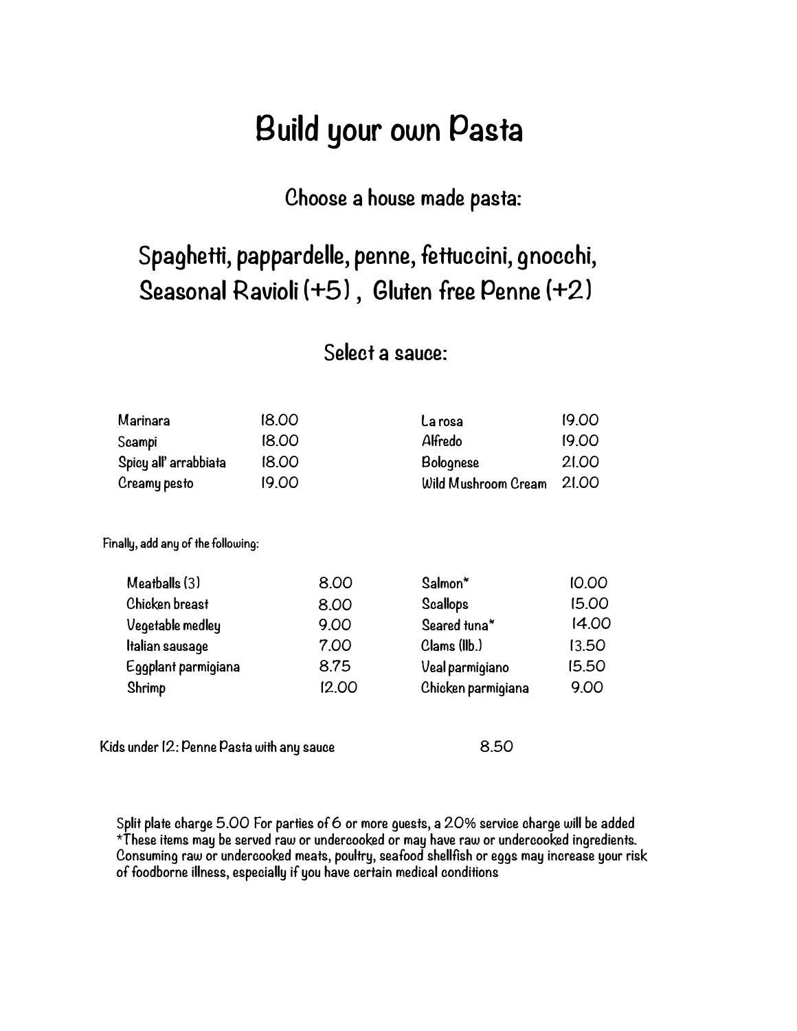# Build your own Pasta

## Choose a house made pasta:

## Spaghetti, pappardelle, penne, fettuccini, gnocchi, Seasonal Ravioli (+5) , Gluten free Penne (+2)

## Select a sauce:

| | | | |
|---|---|---|---|
| Marinara | 18.00 | La rosa | 19.00 |
| Scampi | 18.00 | Alfredo | 19.00 |
| Spicy all' arrabbiata | 18.00 | Bolognese | 21.00 |
| Creamy pesto | 19.00 | Wild Mushroom Cream | 21.00 |

Finally, add any of the following:

| | | | |
|---|---|---|---|
| Meatballs (3) | 8.00 | Salmon* | 10.00 |
| Chicken breast | 8.00 | Scallops | 15.00 |
| Vegetable medley | 9.00 | Seared tuna* | 14.00 |
| Italian sausage | 7.00 | Clams (1lb.) | 13.50 |
| Eggplant parmigiana | 8.75 | Veal parmigiano | 15.50 |
| Shrimp | 12.00 | Chicken parmigiana | 9.00 |

Kids under 12: Penne Pasta with any sauce 8.50

Split plate charge 5.00 For parties of 6 or more guests, a 20% service charge will be added
*These items may be served raw or undercooked or may have raw or undercooked ingredients. Consuming raw or undercooked meats, poultry, seafood shellfish or eggs may increase your risk of foodborne illness, especially if you have certain medical conditions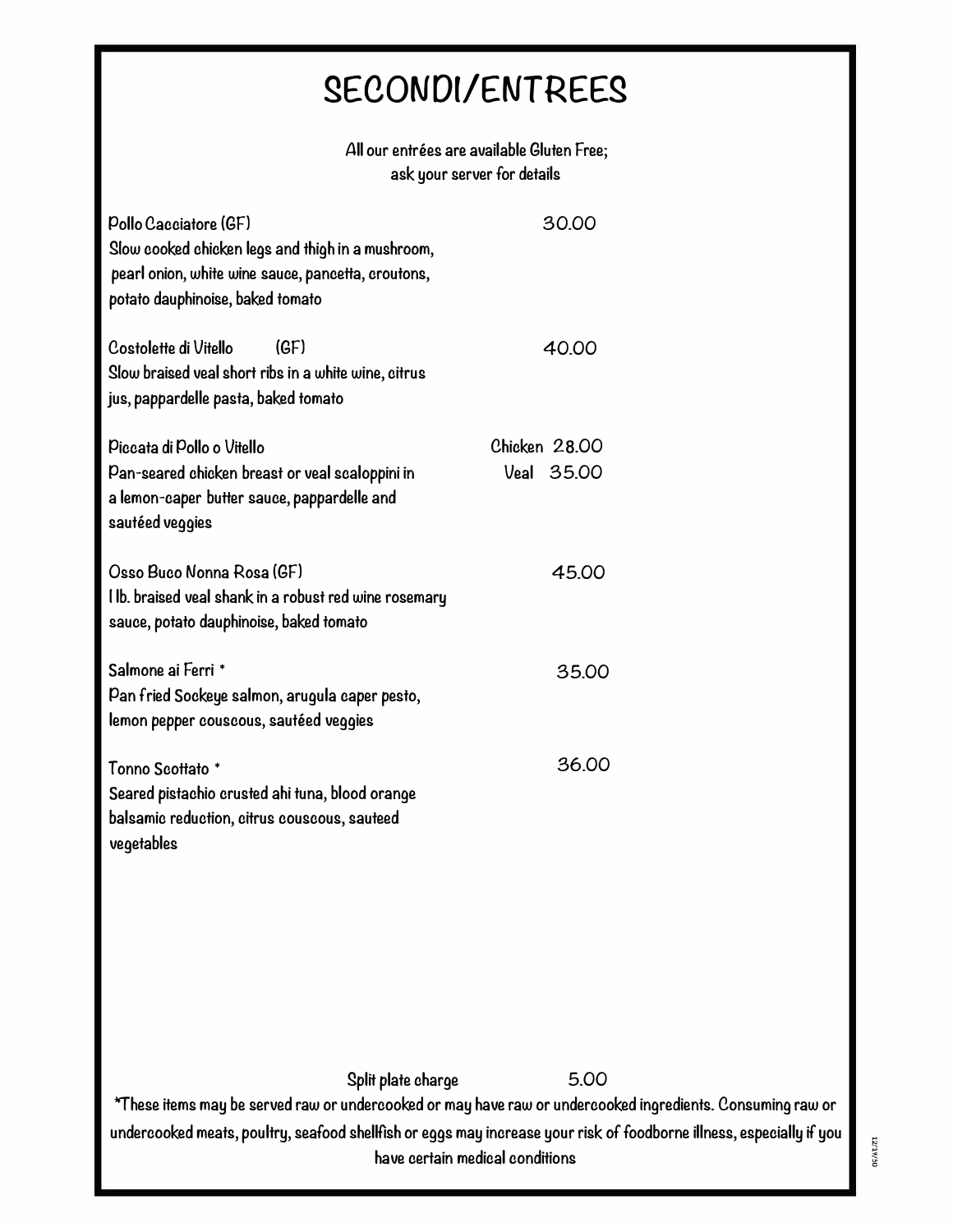# SECONDI/ENTREES

All our entrées are available Gluten Free;
ask your server for details

**Pollo Cacciatore (GF)** — 30.00
Slow cooked chicken legs and thigh in a mushroom, pearl onion, white wine sauce, pancetta, croutons, potato dauphinoise, baked tomato

**Costolette di Vitello (GF)** — 40.00
Slow braised veal short ribs in a white wine, citrus jus, pappardelle pasta, baked tomato

**Piccata di Pollo o Vitello** — Chicken 28.00 / Veal 35.00
Pan-seared chicken breast or veal scaloppini in a lemon-caper butter sauce, pappardelle and sautéed veggies

**Osso Buco Nonna Rosa (GF)** — 45.00
1 lb. braised veal shank in a robust red wine rosemary sauce, potato dauphinoise, baked tomato

**Salmone ai Ferri *** — 35.00
Pan fried Sockeye salmon, arugula caper pesto, lemon pepper couscous, sautéed veggies

**Tonno Scottato *** — 36.00
Seared pistachio crusted ahi tuna, blood orange balsamic reduction, citrus couscous, sauteed vegetables

Split plate charge 5.00

*These items may be served raw or undercooked or may have raw or undercooked ingredients. Consuming raw or undercooked meats, poultry, seafood shellfish or eggs may increase your risk of foodborne illness, especially if you have certain medical conditions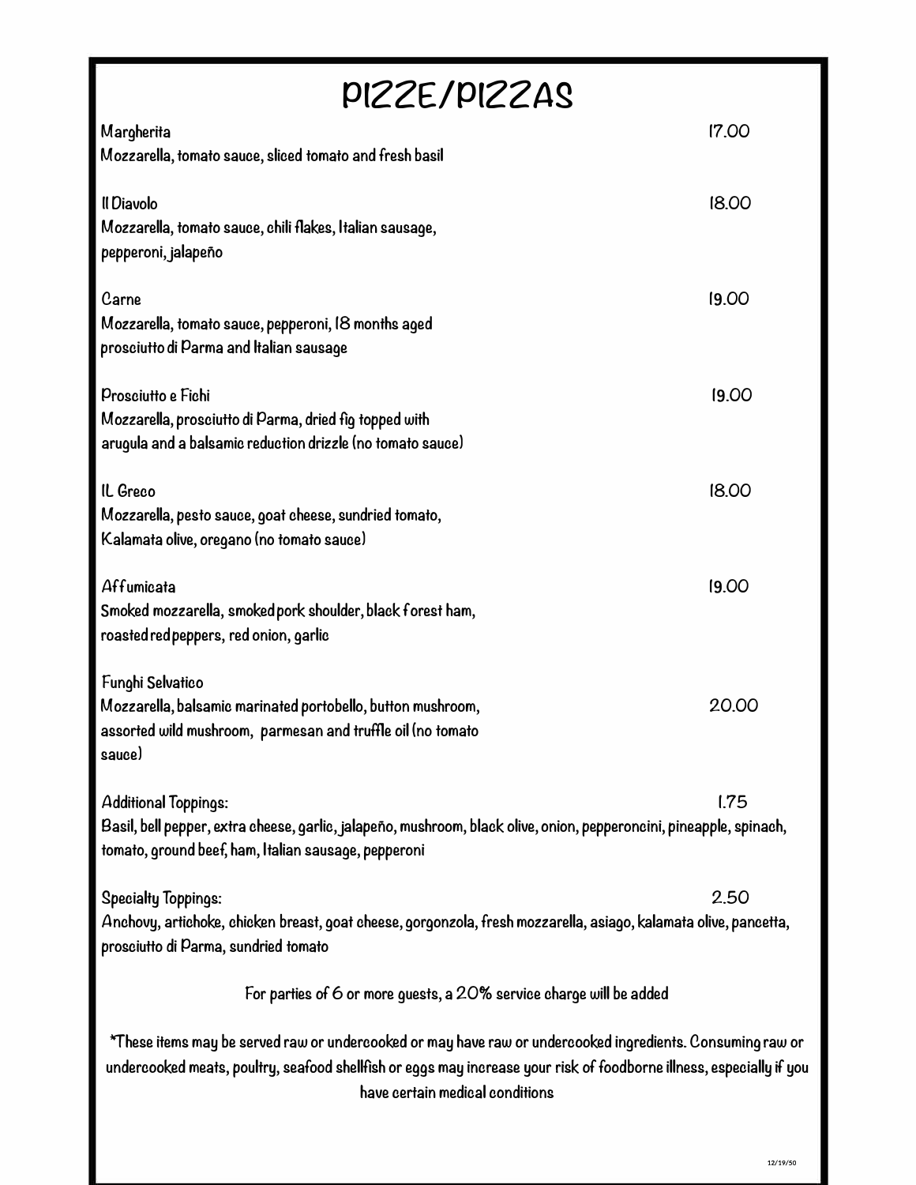# PIZZE/PIZZAS

**Margherita** 17.00
Mozzarella, tomato sauce, sliced tomato and fresh basil

**Il Diavolo** 18.00
Mozzarella, tomato sauce, chili flakes, Italian sausage, pepperoni, jalapeño

**Carne** 19.00
Mozzarella, tomato sauce, pepperoni, 18 months aged prosciutto di Parma and Italian sausage

**Prosciutto e Fichi** 19.00
Mozzarella, prosciutto di Parma, dried fig topped with arugula and a balsamic reduction drizzle (no tomato sauce)

**IL Greco** 18.00
Mozzarella, pesto sauce, goat cheese, sundried tomato, Kalamata olive, oregano (no tomato sauce)

**Affumicata** 19.00
Smoked mozzarella, smoked pork shoulder, black forest ham, roasted red peppers, red onion, garlic

**Funghi Selvatico** 20.00
Mozzarella, balsamic marinated portobello, button mushroom, assorted wild mushroom, parmesan and truffle oil (no tomato sauce)

**Additional Toppings:** 1.75
Basil, bell pepper, extra cheese, garlic, jalapeño, mushroom, black olive, onion, pepperoncini, pineapple, spinach, tomato, ground beef, ham, Italian sausage, pepperoni

**Specialty Toppings:** 2.50
Anchovy, artichoke, chicken breast, goat cheese, gorgonzola, fresh mozzarella, asiago, kalamata olive, pancetta, prosciutto di Parma, sundried tomato

For parties of 6 or more guests, a 20% service charge will be added

*These items may be served raw or undercooked or may have raw or undercooked ingredients. Consuming raw or undercooked meats, poultry, seafood shellfish or eggs may increase your risk of foodborne illness, especially if you have certain medical conditions

12/19/50